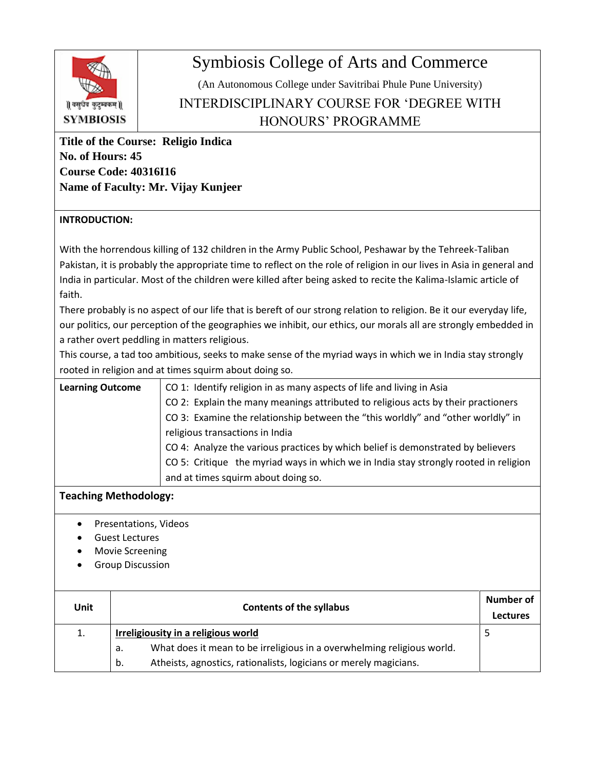# Symbiosis College of Arts and Commerce

(An Autonomous College under Savitribai Phule Pune University)

INTERDISCIPLINARY COURSE FOR 'DEGREE WITH HONOURS' PROGRAMME

**Title of the Course: Religio Indica**
**No. of Hours: 45**
**Course Code: 40316I16**
**Name of Faculty: Mr. Vijay Kunjeer**

**INTRODUCTION:**

With the horrendous killing of 132 children in the Army Public School, Peshawar by the Tehreek-Taliban Pakistan, it is probably the appropriate time to reflect on the role of religion in our lives in Asia in general and India in particular. Most of the children were killed after being asked to recite the Kalima-Islamic article of faith.

There probably is no aspect of our life that is bereft of our strong relation to religion. Be it our everyday life, our politics, our perception of the geographies we inhibit, our ethics, our morals all are strongly embedded in a rather overt peddling in matters religious.

This course, a tad too ambitious, seeks to make sense of the myriad ways in which we in India stay strongly rooted in religion and at times squirm about doing so.

| **Learning Outcome** | |
|---|---|
| | CO 1: Identify religion in as many aspects of life and living in Asia |
| | CO 2: Explain the many meanings attributed to religious acts by their practioners |
| | CO 3: Examine the relationship between the "this worldly" and "other worldly" in religious transactions in India |
| | CO 4: Analyze the various practices by which belief is demonstrated by believers |
| | CO 5: Critique the myriad ways in which we in India stay strongly rooted in religion and at times squirm about doing so. |

**Teaching Methodology:**

- Presentations, Videos
- Guest Lectures
- Movie Screening
- Group Discussion

| Unit | Contents of the syllabus | Number of Lectures |
|---|---|---|
| 1. | **Irreligiousity in a religious world**<br>a. What does it mean to be irreligious in a overwhelming religious world.<br>b. Atheists, agnostics, rationalists, logicians or merely magicians. | 5 |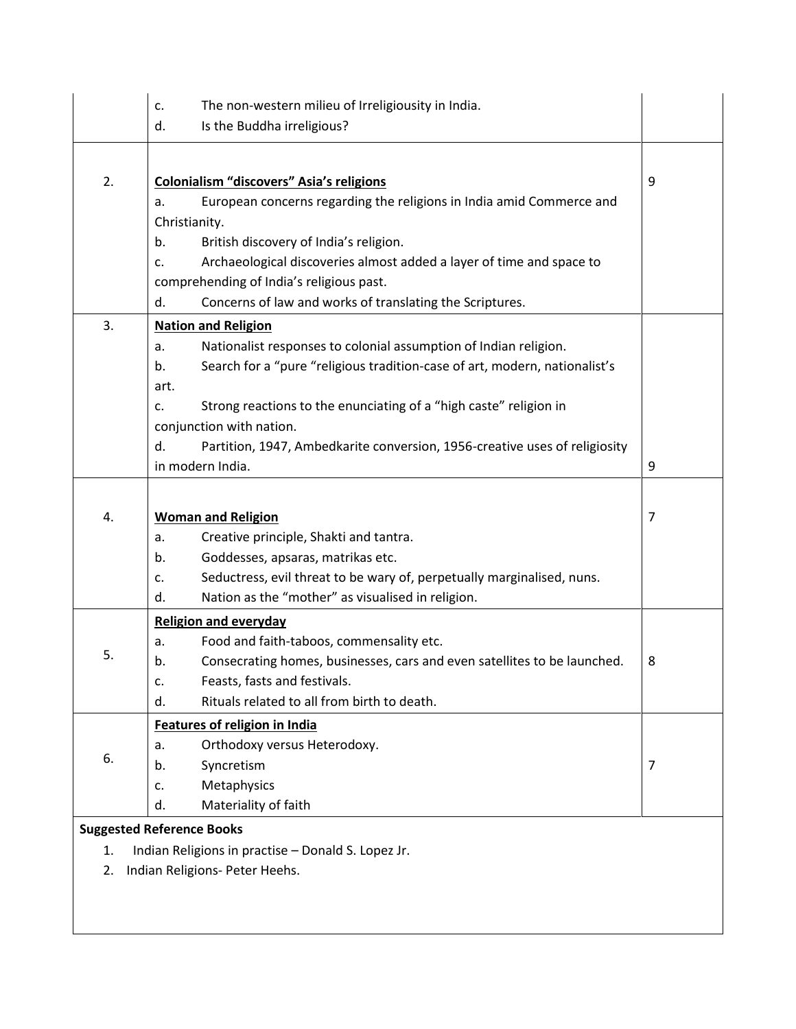| | | |
|---|---|---|
| | c. The non-western milieu of Irreligiousity in India.<br>d. Is the Buddha irreligious? | |
| 2. | **<u>Colonialism "discovers" Asia's religions</u>**<br>a. European concerns regarding the religions in India amid Commerce and Christianity.<br>b. British discovery of India's religion.<br>c. Archaeological discoveries almost added a layer of time and space to comprehending of India's religious past.<br>d. Concerns of law and works of translating the Scriptures. | 9 |
| 3. | **<u>Nation and Religion</u>**<br>a. Nationalist responses to colonial assumption of Indian religion.<br>b. Search for a "pure "religious tradition-case of art, modern, nationalist's art.<br>c. Strong reactions to the enunciating of a "high caste" religion in conjunction with nation.<br>d. Partition, 1947, Ambedkarite conversion, 1956-creative uses of religiosity in modern India. | 9 |
| 4. | **<u>Woman and Religion</u>**<br>a. Creative principle, Shakti and tantra.<br>b. Goddesses, apsaras, matrikas etc.<br>c. Seductress, evil threat to be wary of, perpetually marginalised, nuns.<br>d. Nation as the "mother" as visualised in religion. | 7 |
| 5. | **<u>Religion and everyday</u>**<br>a. Food and faith-taboos, commensality etc.<br>b. Consecrating homes, businesses, cars and even satellites to be launched.<br>c. Feasts, fasts and festivals.<br>d. Rituals related to all from birth to death. | 8 |
| 6. | **<u>Features of religion in India</u>**<br>a. Orthodoxy versus Heterodoxy.<br>b. Syncretism<br>c. Metaphysics<br>d. Materiality of faith | 7 |

**Suggested Reference Books**

1. Indian Religions in practise – Donald S. Lopez Jr.
2. Indian Religions- Peter Heehs.